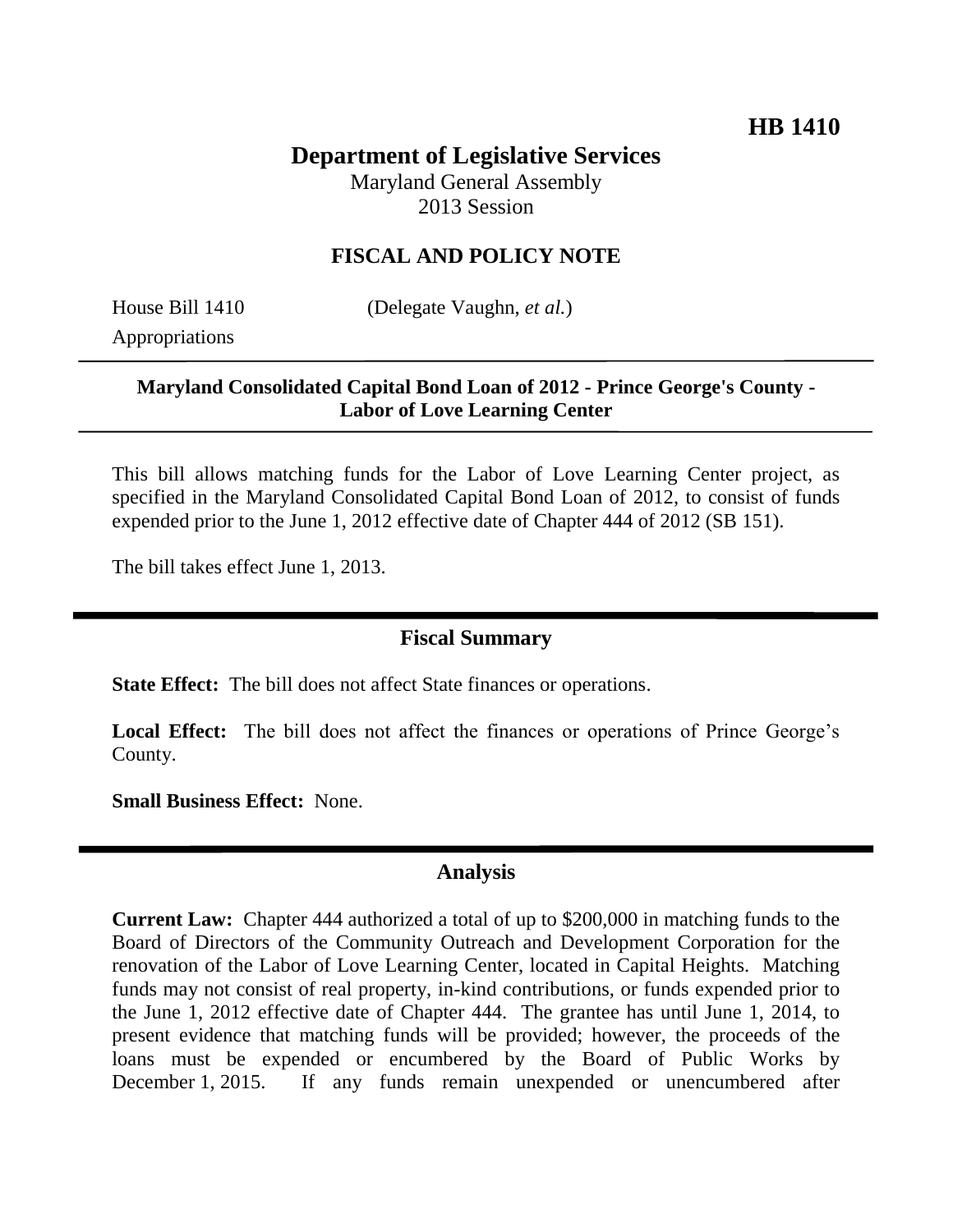**HB 1410**

# Department of Legislative Services

Maryland General Assembly
2013 Session

## FISCAL AND POLICY NOTE

House Bill 1410 (Delegate Vaughn, *et al.*)
Appropriations

**Maryland Consolidated Capital Bond Loan of 2012 - Prince George's County - Labor of Love Learning Center**

This bill allows matching funds for the Labor of Love Learning Center project, as specified in the Maryland Consolidated Capital Bond Loan of 2012, to consist of funds expended prior to the June 1, 2012 effective date of Chapter 444 of 2012 (SB 151).

The bill takes effect June 1, 2013.

## Fiscal Summary

**State Effect:** The bill does not affect State finances or operations.

**Local Effect:** The bill does not affect the finances or operations of Prince George's County.

**Small Business Effect:** None.

## Analysis

**Current Law:** Chapter 444 authorized a total of up to $200,000 in matching funds to the Board of Directors of the Community Outreach and Development Corporation for the renovation of the Labor of Love Learning Center, located in Capital Heights. Matching funds may not consist of real property, in-kind contributions, or funds expended prior to the June 1, 2012 effective date of Chapter 444. The grantee has until June 1, 2014, to present evidence that matching funds will be provided; however, the proceeds of the loans must be expended or encumbered by the Board of Public Works by December 1, 2015. If any funds remain unexpended or unencumbered after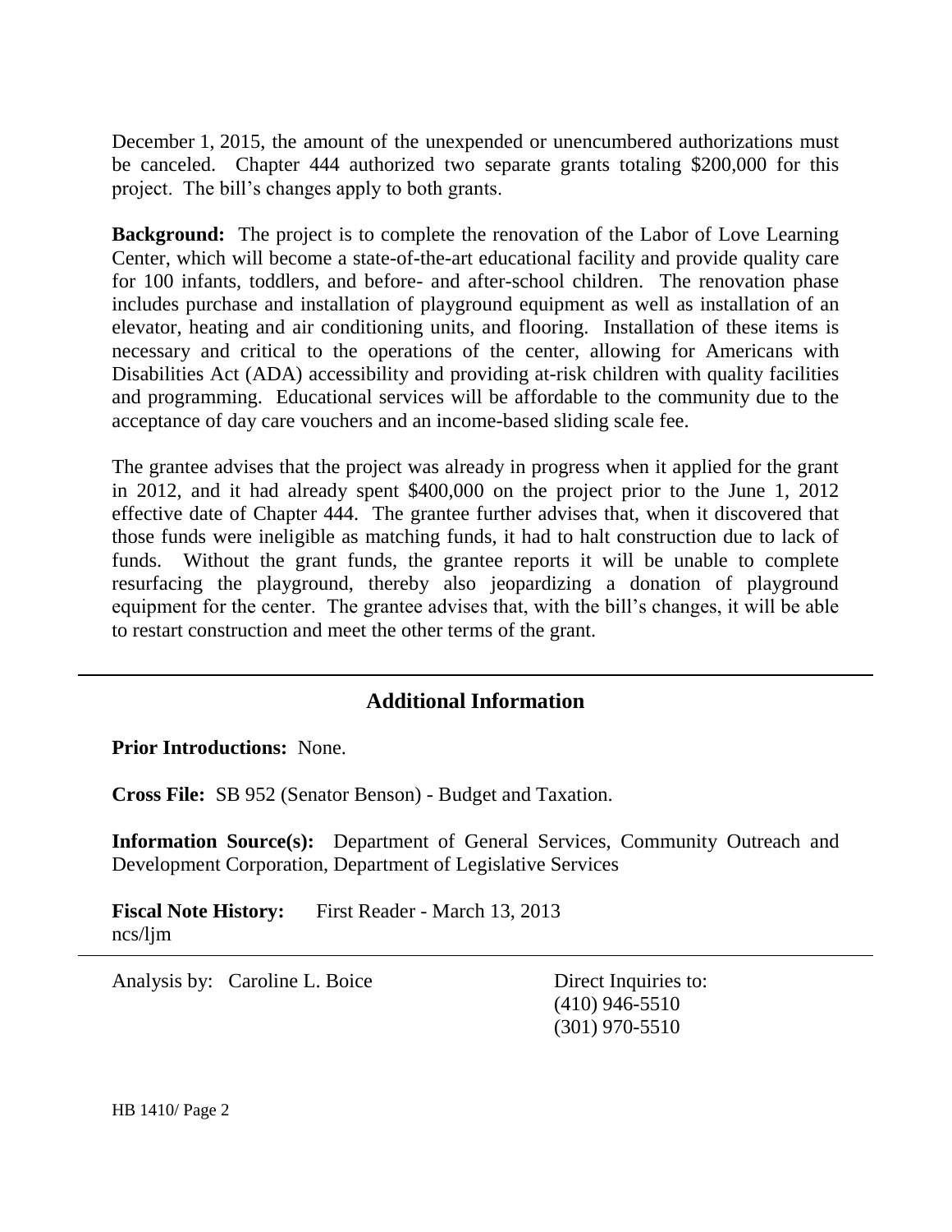December 1, 2015, the amount of the unexpended or unencumbered authorizations must be canceled. Chapter 444 authorized two separate grants totaling $200,000 for this project. The bill's changes apply to both grants.

**Background:** The project is to complete the renovation of the Labor of Love Learning Center, which will become a state-of-the-art educational facility and provide quality care for 100 infants, toddlers, and before- and after-school children. The renovation phase includes purchase and installation of playground equipment as well as installation of an elevator, heating and air conditioning units, and flooring. Installation of these items is necessary and critical to the operations of the center, allowing for Americans with Disabilities Act (ADA) accessibility and providing at-risk children with quality facilities and programming. Educational services will be affordable to the community due to the acceptance of day care vouchers and an income-based sliding scale fee.

The grantee advises that the project was already in progress when it applied for the grant in 2012, and it had already spent $400,000 on the project prior to the June 1, 2012 effective date of Chapter 444. The grantee further advises that, when it discovered that those funds were ineligible as matching funds, it had to halt construction due to lack of funds. Without the grant funds, the grantee reports it will be unable to complete resurfacing the playground, thereby also jeopardizing a donation of playground equipment for the center. The grantee advises that, with the bill's changes, it will be able to restart construction and meet the other terms of the grant.

## Additional Information

**Prior Introductions:** None.

**Cross File:** SB 952 (Senator Benson) - Budget and Taxation.

**Information Source(s):** Department of General Services, Community Outreach and Development Corporation, Department of Legislative Services

**Fiscal Note History:** First Reader - March 13, 2013
ncs/ljm

Analysis by: Caroline L. Boice

Direct Inquiries to:
(410) 946-5510
(301) 970-5510